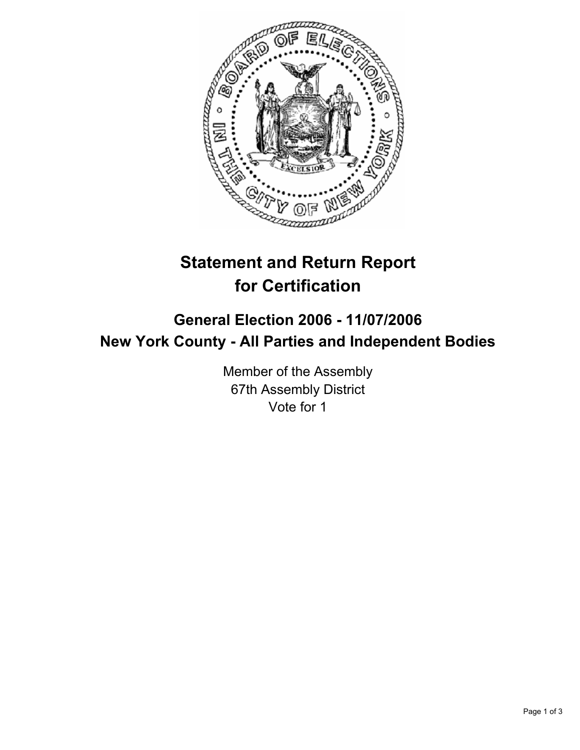# Statement and Return Report for Certification

## General Election 2006 - 11/07/2006
## New York County - All Parties and Independent Bodies

Member of the Assembly
67th Assembly District
Vote for 1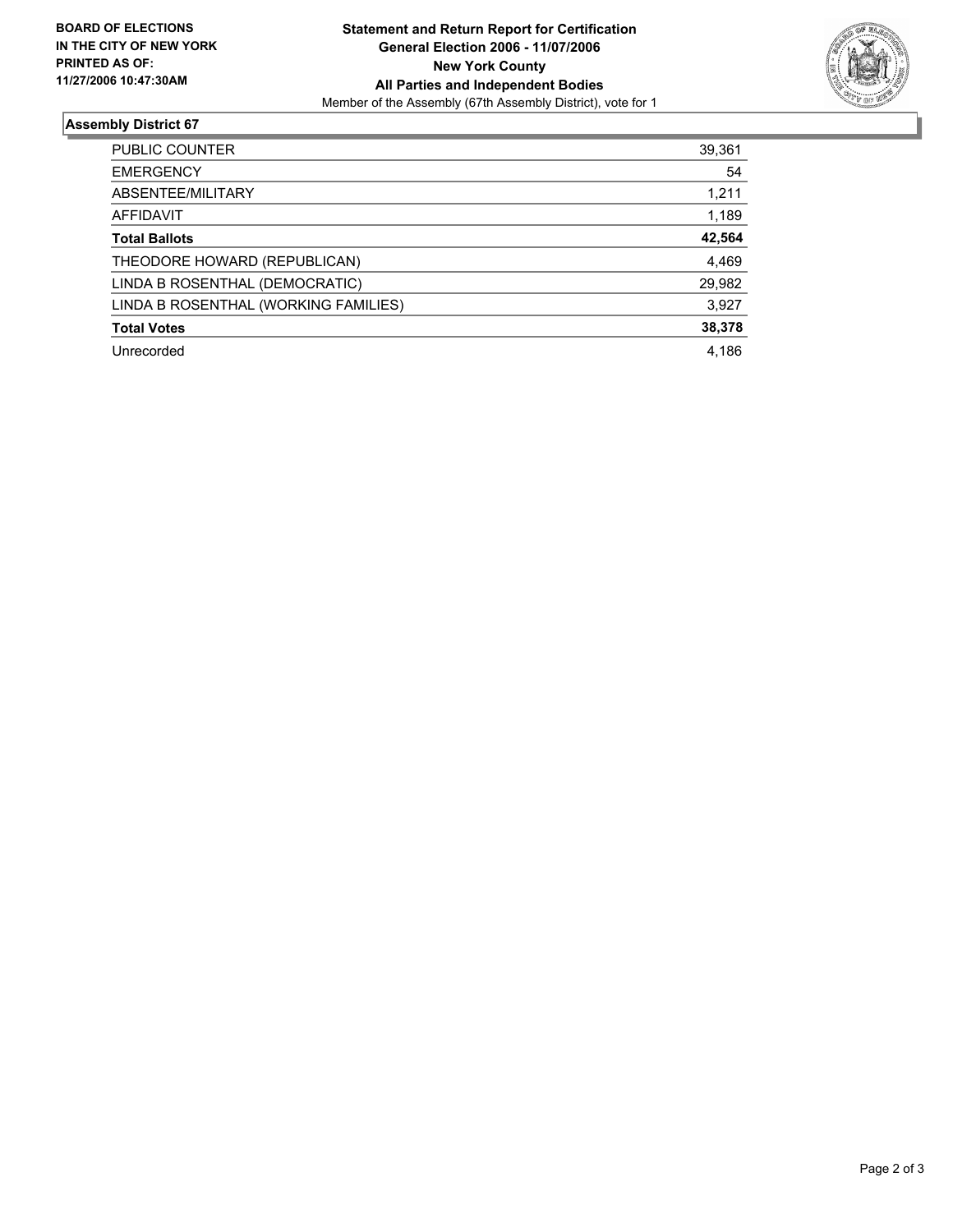**BOARD OF ELECTIONS IN THE CITY OF NEW YORK PRINTED AS OF: 11/27/2006 10:47:30AM**

**Statement and Return Report for Certification**
**General Election 2006 - 11/07/2006**
**New York County**
**All Parties and Independent Bodies**
Member of the Assembly (67th Assembly District), vote for 1

## Assembly District 67

| | |
|---|---|
| PUBLIC COUNTER | 39,361 |
| EMERGENCY | 54 |
| ABSENTEE/MILITARY | 1,211 |
| AFFIDAVIT | 1,189 |
| **Total Ballots** | **42,564** |
| THEODORE HOWARD (REPUBLICAN) | 4,469 |
| LINDA B ROSENTHAL (DEMOCRATIC) | 29,982 |
| LINDA B ROSENTHAL (WORKING FAMILIES) | 3,927 |
| **Total Votes** | **38,378** |
| Unrecorded | 4,186 |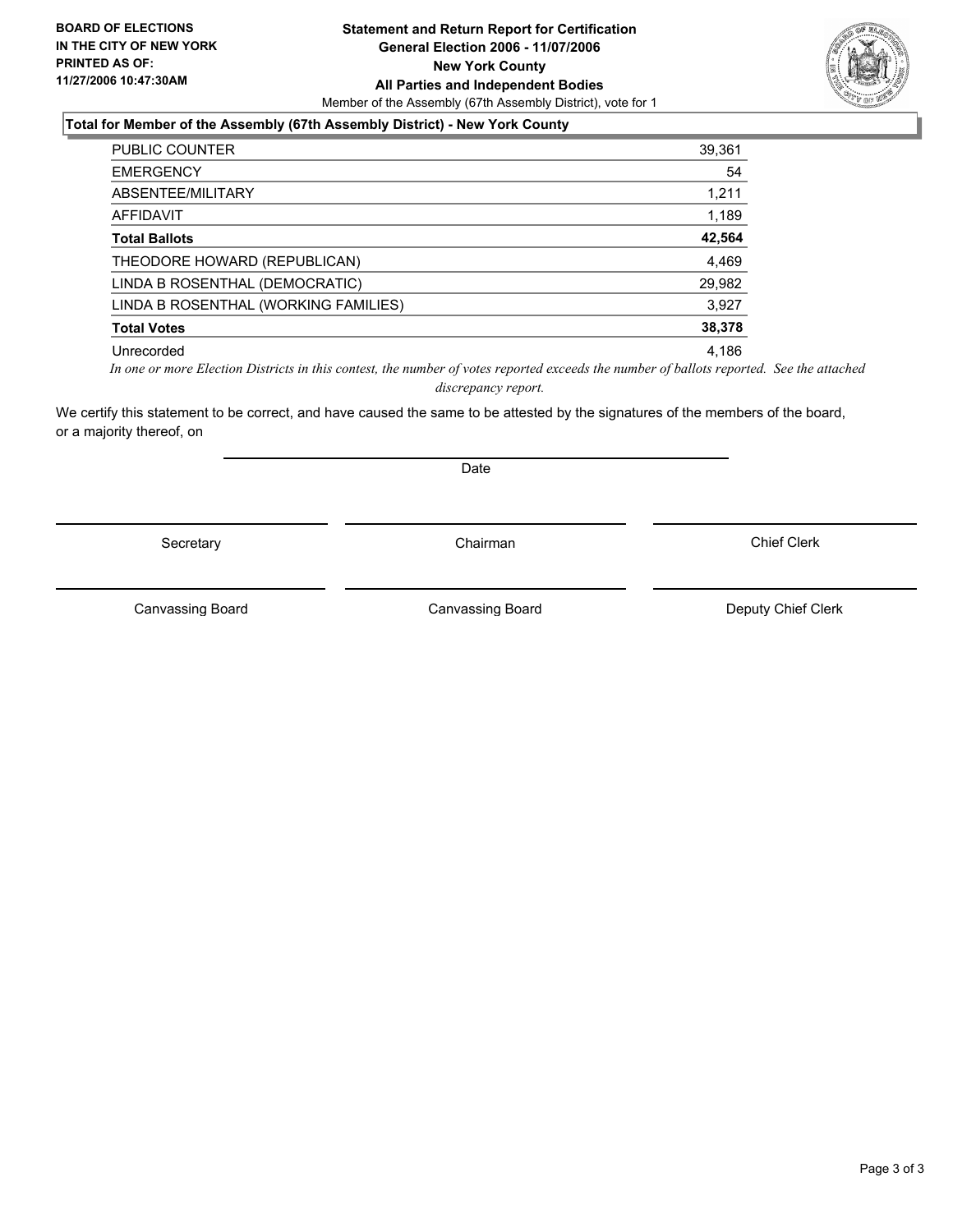**BOARD OF ELECTIONS IN THE CITY OF NEW YORK PRINTED AS OF: 11/27/2006 10:47:30AM**

# Statement and Return Report for Certification
## General Election 2006 - 11/07/2006
## New York County
## All Parties and Independent Bodies

Member of the Assembly (67th Assembly District), vote for 1

### Total for Member of the Assembly (67th Assembly District) - New York County

| | |
|---|---|
| PUBLIC COUNTER | 39,361 |
| EMERGENCY | 54 |
| ABSENTEE/MILITARY | 1,211 |
| AFFIDAVIT | 1,189 |
| **Total Ballots** | **42,564** |
| THEODORE HOWARD (REPUBLICAN) | 4,469 |
| LINDA B ROSENTHAL (DEMOCRATIC) | 29,982 |
| LINDA B ROSENTHAL (WORKING FAMILIES) | 3,927 |
| **Total Votes** | **38,378** |
| Unrecorded | 4,186 |

*In one or more Election Districts in this contest, the number of votes reported exceeds the number of ballots reported. See the attached discrepancy report.*

We certify this statement to be correct, and have caused the same to be attested by the signatures of the members of the board, or a majority thereof, on

Date

Secretary

Chairman

Chief Clerk

Canvassing Board

Canvassing Board

Deputy Chief Clerk